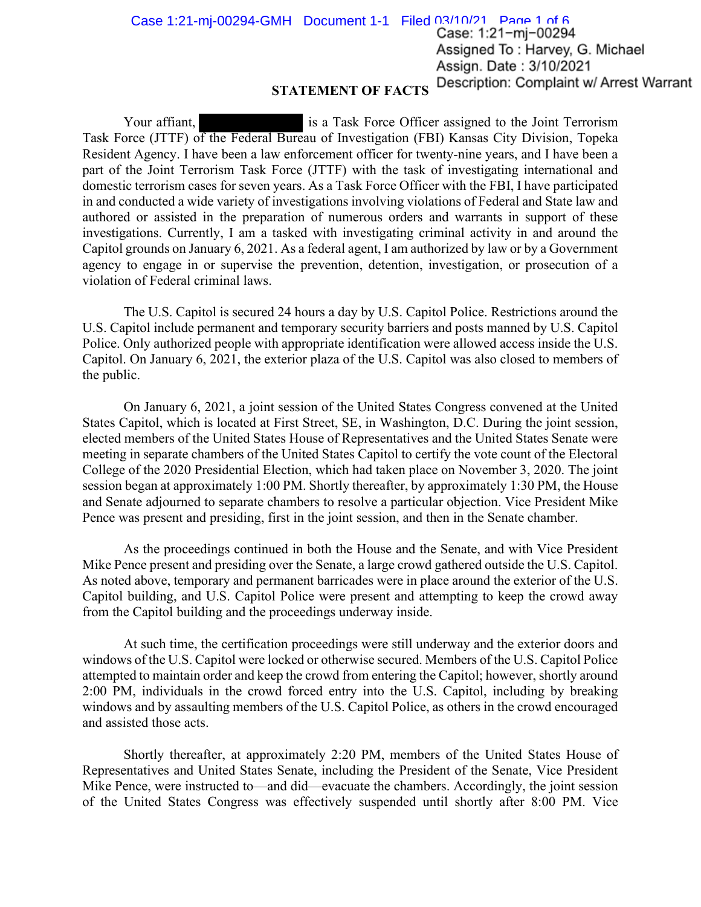Case: 1:21−mj−00294
Assigned To : Harvey, G. Michael
Assign. Date : 3/10/2021
Description: Complaint w/ Arrest Warrant

**STATEMENT OF FACTS**

Your affiant, [REDACTED] is a Task Force Officer assigned to the Joint Terrorism Task Force (JTTF) of the Federal Bureau of Investigation (FBI) Kansas City Division, Topeka Resident Agency. I have been a law enforcement officer for twenty-nine years, and I have been a part of the Joint Terrorism Task Force (JTTF) with the task of investigating international and domestic terrorism cases for seven years. As a Task Force Officer with the FBI, I have participated in and conducted a wide variety of investigations involving violations of Federal and State law and authored or assisted in the preparation of numerous orders and warrants in support of these investigations. Currently, I am a tasked with investigating criminal activity in and around the Capitol grounds on January 6, 2021. As a federal agent, I am authorized by law or by a Government agency to engage in or supervise the prevention, detention, investigation, or prosecution of a violation of Federal criminal laws.

The U.S. Capitol is secured 24 hours a day by U.S. Capitol Police. Restrictions around the U.S. Capitol include permanent and temporary security barriers and posts manned by U.S. Capitol Police. Only authorized people with appropriate identification were allowed access inside the U.S. Capitol. On January 6, 2021, the exterior plaza of the U.S. Capitol was also closed to members of the public.

On January 6, 2021, a joint session of the United States Congress convened at the United States Capitol, which is located at First Street, SE, in Washington, D.C. During the joint session, elected members of the United States House of Representatives and the United States Senate were meeting in separate chambers of the United States Capitol to certify the vote count of the Electoral College of the 2020 Presidential Election, which had taken place on November 3, 2020. The joint session began at approximately 1:00 PM. Shortly thereafter, by approximately 1:30 PM, the House and Senate adjourned to separate chambers to resolve a particular objection. Vice President Mike Pence was present and presiding, first in the joint session, and then in the Senate chamber.

As the proceedings continued in both the House and the Senate, and with Vice President Mike Pence present and presiding over the Senate, a large crowd gathered outside the U.S. Capitol. As noted above, temporary and permanent barricades were in place around the exterior of the U.S. Capitol building, and U.S. Capitol Police were present and attempting to keep the crowd away from the Capitol building and the proceedings underway inside.

At such time, the certification proceedings were still underway and the exterior doors and windows of the U.S. Capitol were locked or otherwise secured. Members of the U.S. Capitol Police attempted to maintain order and keep the crowd from entering the Capitol; however, shortly around 2:00 PM, individuals in the crowd forced entry into the U.S. Capitol, including by breaking windows and by assaulting members of the U.S. Capitol Police, as others in the crowd encouraged and assisted those acts.

Shortly thereafter, at approximately 2:20 PM, members of the United States House of Representatives and United States Senate, including the President of the Senate, Vice President Mike Pence, were instructed to—and did—evacuate the chambers. Accordingly, the joint session of the United States Congress was effectively suspended until shortly after 8:00 PM. Vice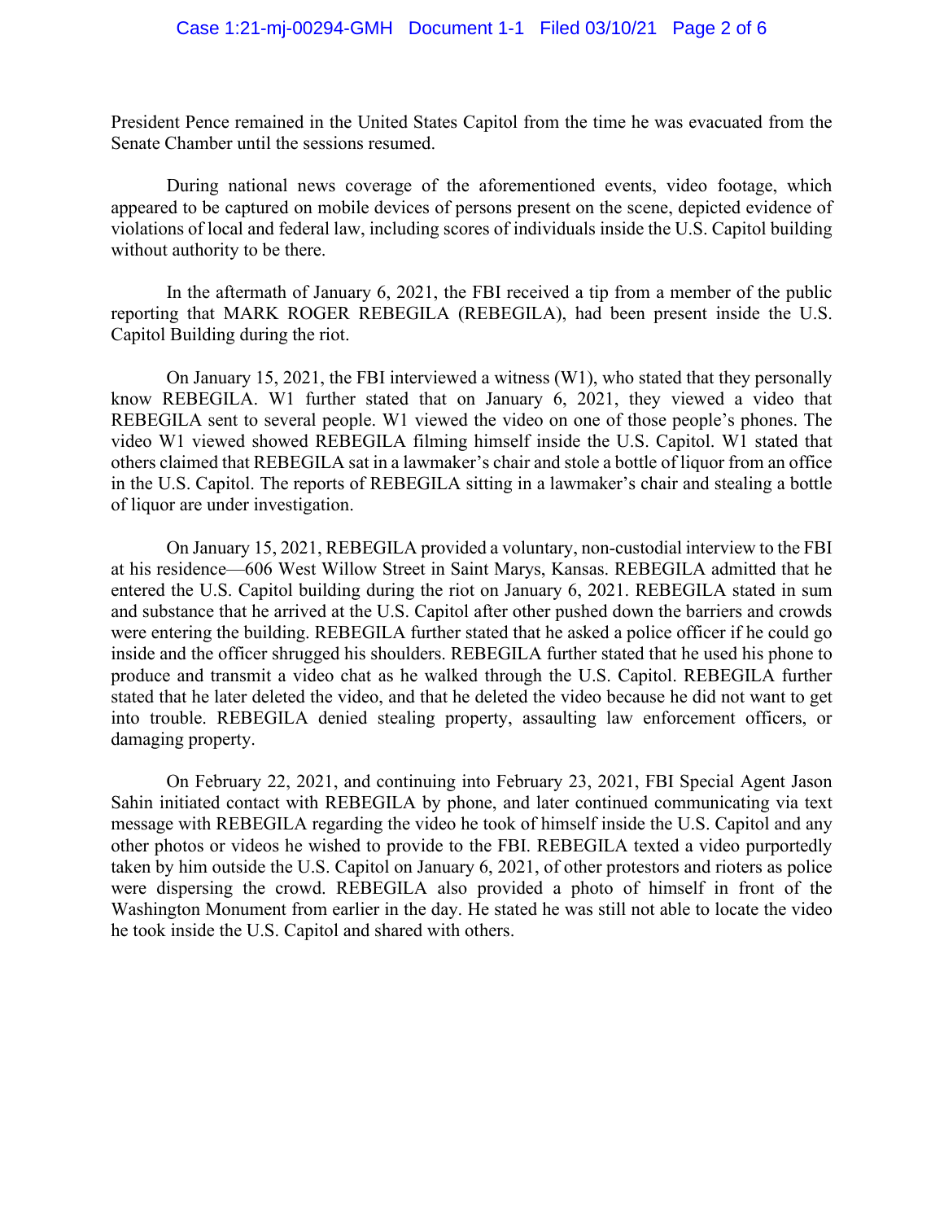President Pence remained in the United States Capitol from the time he was evacuated from the Senate Chamber until the sessions resumed.

During national news coverage of the aforementioned events, video footage, which appeared to be captured on mobile devices of persons present on the scene, depicted evidence of violations of local and federal law, including scores of individuals inside the U.S. Capitol building without authority to be there.

In the aftermath of January 6, 2021, the FBI received a tip from a member of the public reporting that MARK ROGER REBEGILA (REBEGILA), had been present inside the U.S. Capitol Building during the riot.

On January 15, 2021, the FBI interviewed a witness (W1), who stated that they personally know REBEGILA. W1 further stated that on January 6, 2021, they viewed a video that REBEGILA sent to several people. W1 viewed the video on one of those people's phones. The video W1 viewed showed REBEGILA filming himself inside the U.S. Capitol. W1 stated that others claimed that REBEGILA sat in a lawmaker's chair and stole a bottle of liquor from an office in the U.S. Capitol. The reports of REBEGILA sitting in a lawmaker's chair and stealing a bottle of liquor are under investigation.

On January 15, 2021, REBEGILA provided a voluntary, non-custodial interview to the FBI at his residence—606 West Willow Street in Saint Marys, Kansas. REBEGILA admitted that he entered the U.S. Capitol building during the riot on January 6, 2021. REBEGILA stated in sum and substance that he arrived at the U.S. Capitol after other pushed down the barriers and crowds were entering the building. REBEGILA further stated that he asked a police officer if he could go inside and the officer shrugged his shoulders. REBEGILA further stated that he used his phone to produce and transmit a video chat as he walked through the U.S. Capitol. REBEGILA further stated that he later deleted the video, and that he deleted the video because he did not want to get into trouble. REBEGILA denied stealing property, assaulting law enforcement officers, or damaging property.

On February 22, 2021, and continuing into February 23, 2021, FBI Special Agent Jason Sahin initiated contact with REBEGILA by phone, and later continued communicating via text message with REBEGILA regarding the video he took of himself inside the U.S. Capitol and any other photos or videos he wished to provide to the FBI. REBEGILA texted a video purportedly taken by him outside the U.S. Capitol on January 6, 2021, of other protestors and rioters as police were dispersing the crowd. REBEGILA also provided a photo of himself in front of the Washington Monument from earlier in the day. He stated he was still not able to locate the video he took inside the U.S. Capitol and shared with others.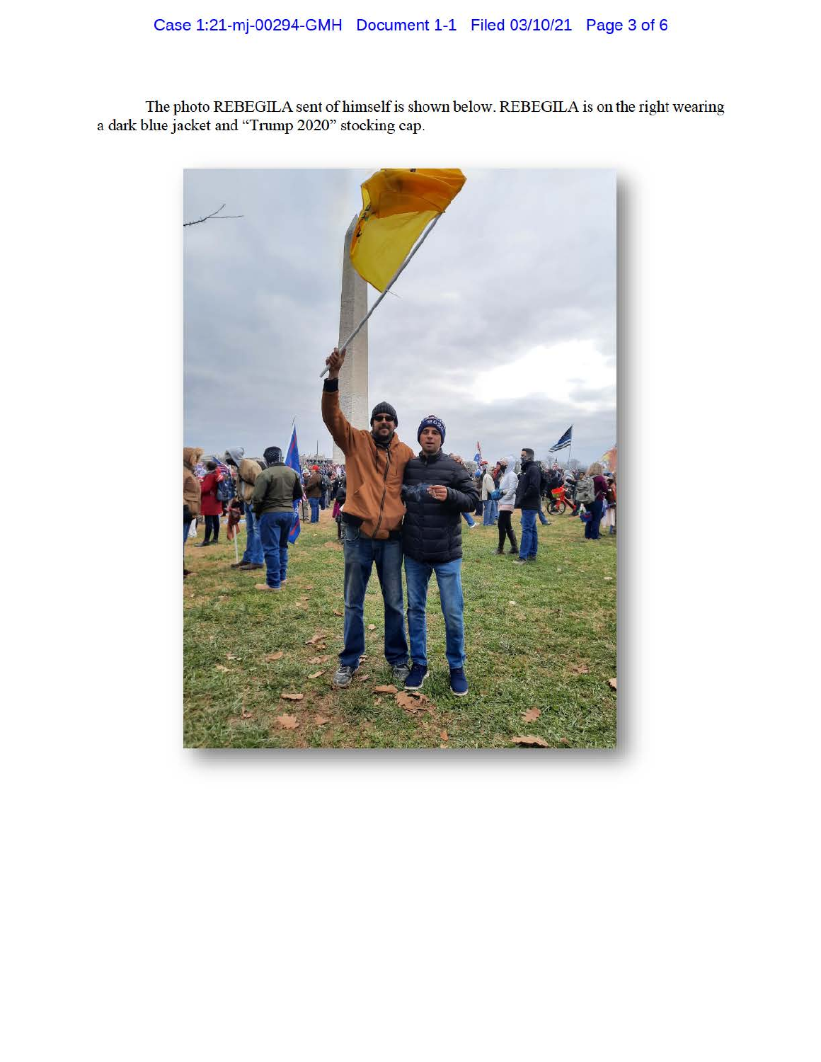The photo REBEGILA sent of himself is shown below. REBEGILA is on the right wearing a dark blue jacket and "Trump 2020" stocking cap.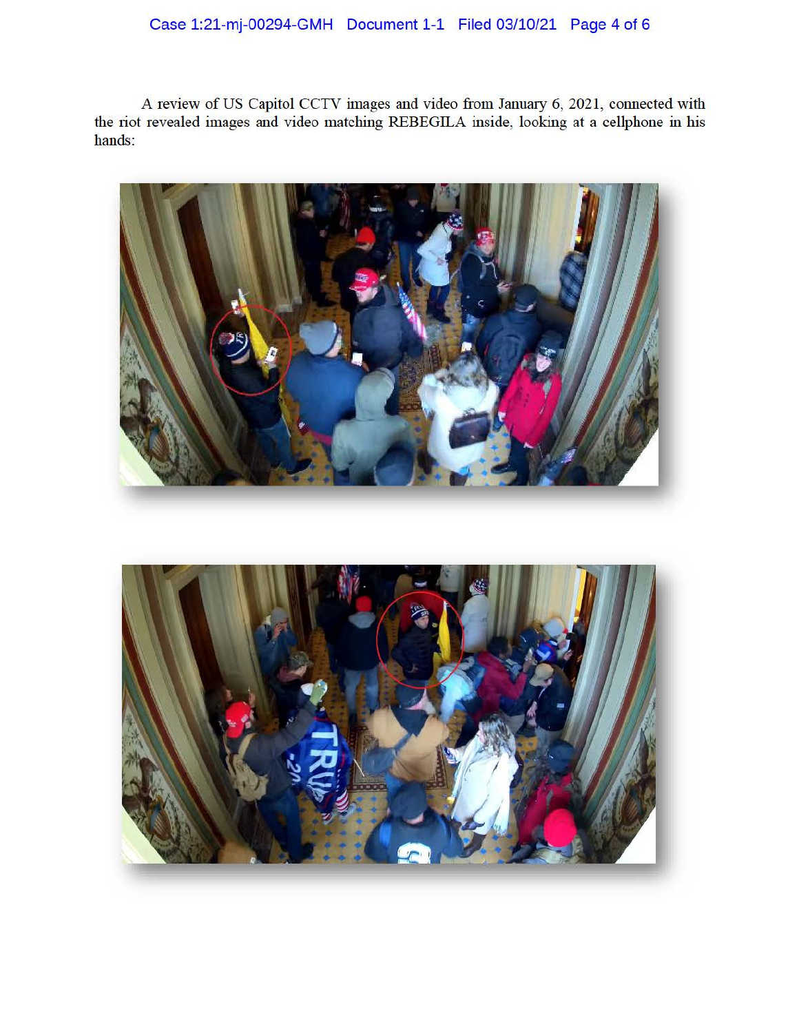A review of US Capitol CCTV images and video from January 6, 2021, connected with the riot revealed images and video matching REBEGILA inside, looking at a cellphone in his hands: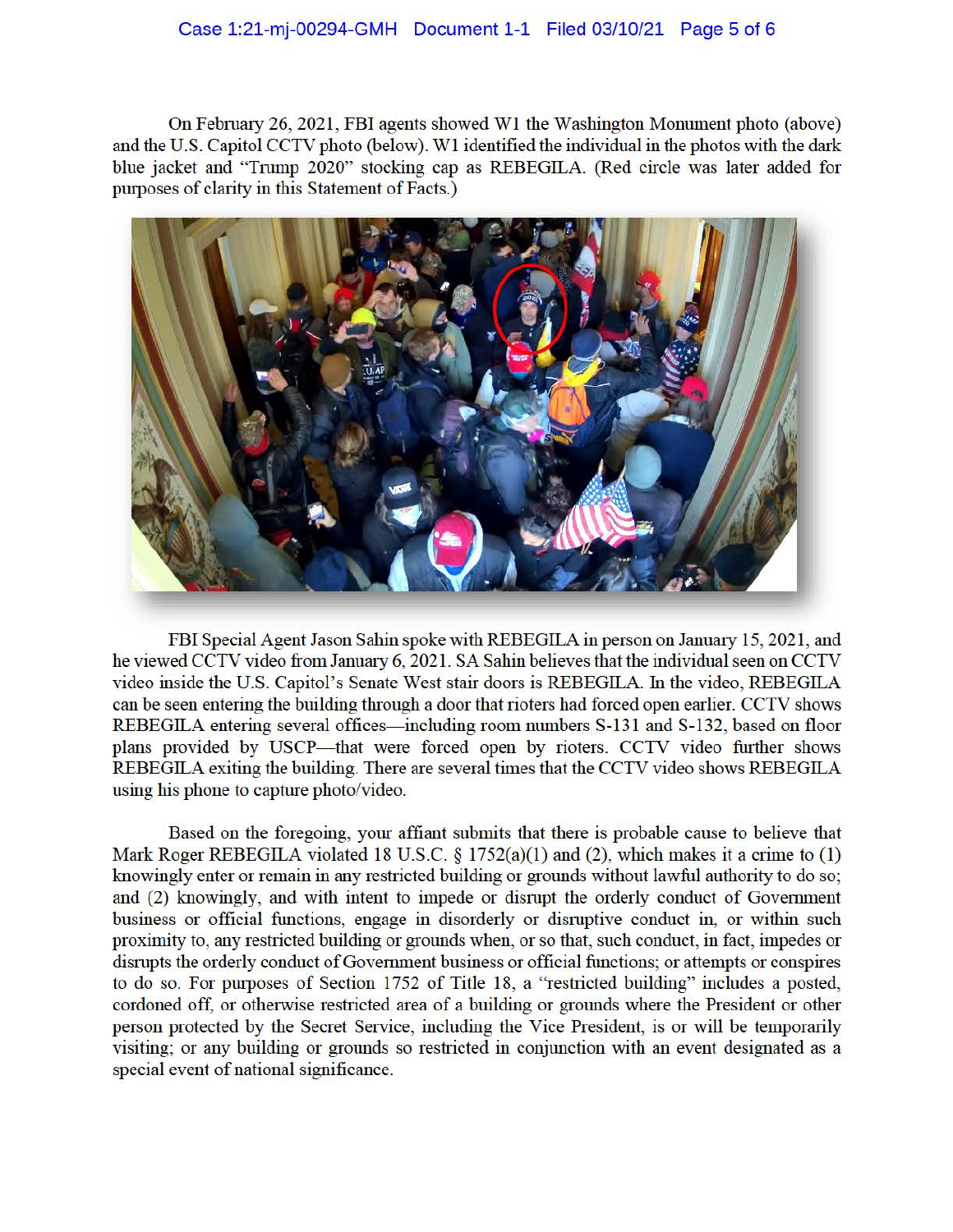On February 26, 2021, FBI agents showed W1 the Washington Monument photo (above) and the U.S. Capitol CCTV photo (below). W1 identified the individual in the photos with the dark blue jacket and "Trump 2020" stocking cap as REBEGILA. (Red circle was later added for purposes of clarity in this Statement of Facts.)

FBI Special Agent Jason Sahin spoke with REBEGILA in person on January 15, 2021, and he viewed CCTV video from January 6, 2021. SA Sahin believes that the individual seen on CCTV video inside the U.S. Capitol's Senate West stair doors is REBEGILA. In the video, REBEGILA can be seen entering the building through a door that rioters had forced open earlier. CCTV shows REBEGILA entering several offices—including room numbers S-131 and S-132, based on floor plans provided by USCP—that were forced open by rioters. CCTV video further shows REBEGILA exiting the building. There are several times that the CCTV video shows REBEGILA using his phone to capture photo/video.

Based on the foregoing, your affiant submits that there is probable cause to believe that Mark Roger REBEGILA violated 18 U.S.C. § 1752(a)(1) and (2), which makes it a crime to (1) knowingly enter or remain in any restricted building or grounds without lawful authority to do so; and (2) knowingly, and with intent to impede or disrupt the orderly conduct of Government business or official functions, engage in disorderly or disruptive conduct in, or within such proximity to, any restricted building or grounds when, or so that, such conduct, in fact, impedes or disrupts the orderly conduct of Government business or official functions; or attempts or conspires to do so. For purposes of Section 1752 of Title 18, a "restricted building" includes a posted, cordoned off, or otherwise restricted area of a building or grounds where the President or other person protected by the Secret Service, including the Vice President, is or will be temporarily visiting; or any building or grounds so restricted in conjunction with an event designated as a special event of national significance.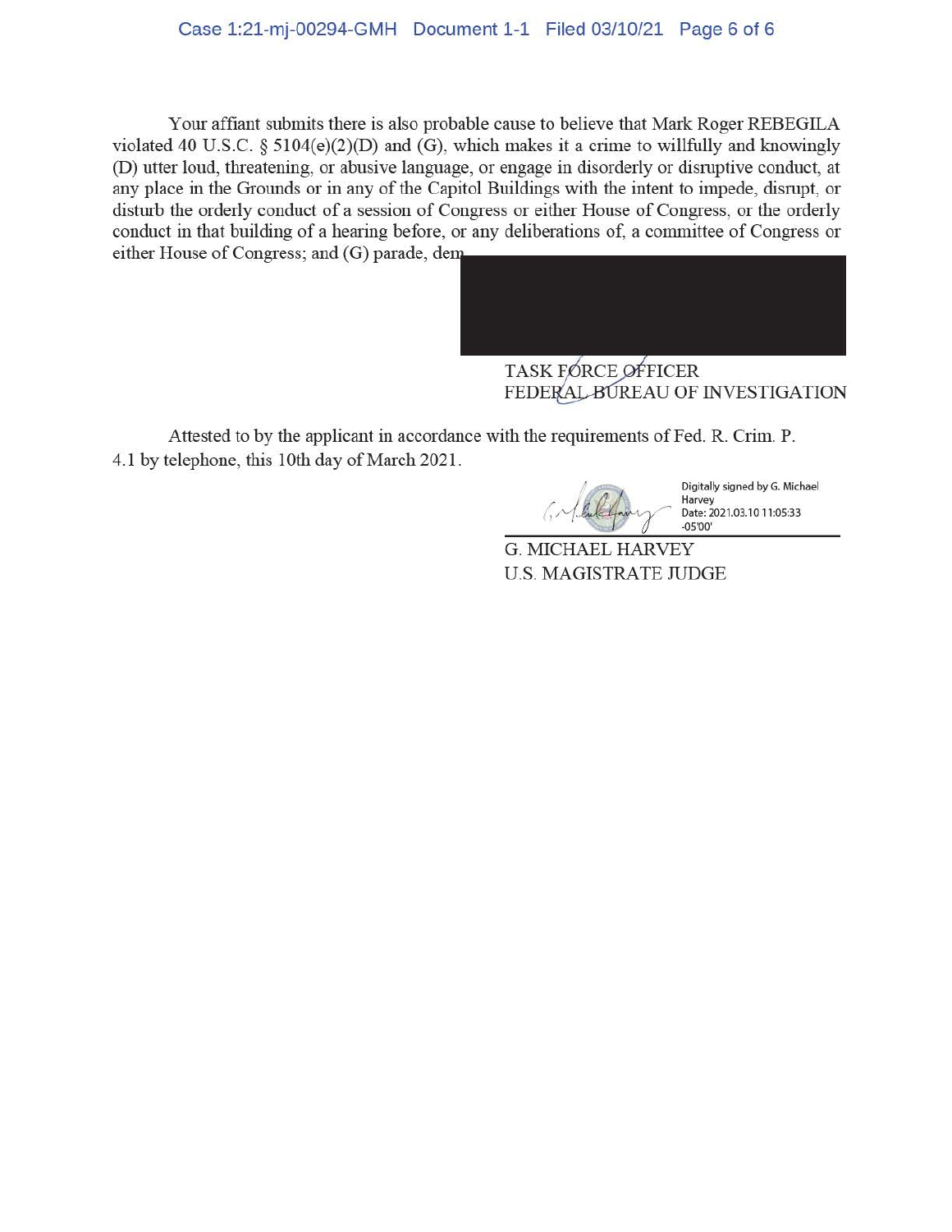Your affiant submits there is also probable cause to believe that Mark Roger REBEGILA violated 40 U.S.C. § 5104(e)(2)(D) and (G), which makes it a crime to willfully and knowingly (D) utter loud, threatening, or abusive language, or engage in disorderly or disruptive conduct, at any place in the Grounds or in any of the Capitol Buildings with the intent to impede, disrupt, or disturb the orderly conduct of a session of Congress or either House of Congress, or the orderly conduct in that building of a hearing before, or any deliberations of, a committee of Congress or either House of Congress; and (G) parade, dem

TASK FORCE OFFICER
FEDERAL BUREAU OF INVESTIGATION

Attested to by the applicant in accordance with the requirements of Fed. R. Crim. P. 4.1 by telephone, this 10th day of March 2021.

Digitally signed by G. Michael Harvey
Date: 2021.03.10 11:05:33 -05'00'

G. MICHAEL HARVEY
U.S. MAGISTRATE JUDGE